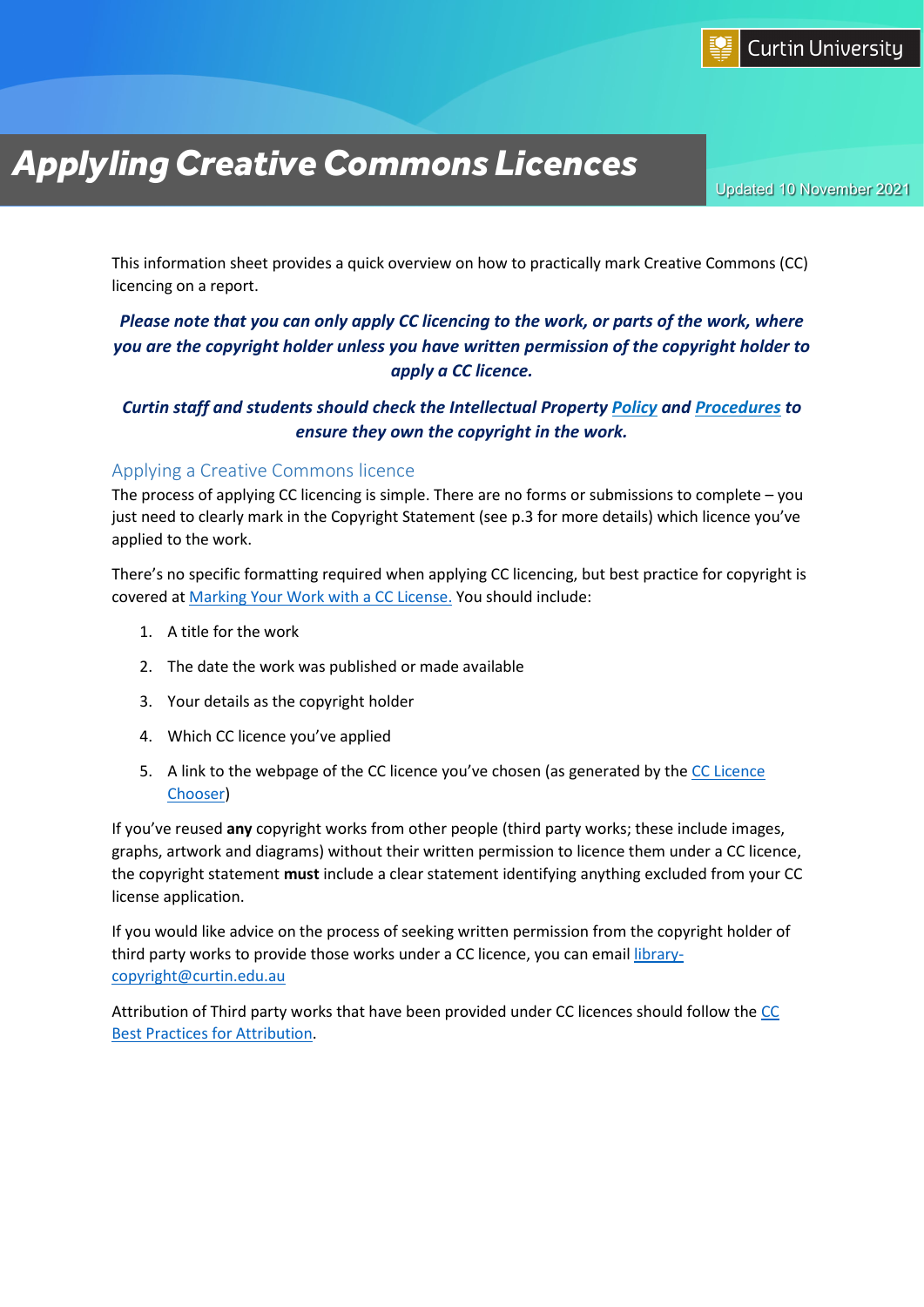Curtin University

# Applying Creative Commons Licences

Updated 10 November 2021

This information sheet provides a quick overview on how to practically mark Creative Commons (CC) licencing on a report.

***Please note that you can only apply CC licencing to the work, or parts of the work, where you are the copyright holder unless you have written permission of the copyright holder to apply a CC licence.***

***Curtin staff and students should check the Intellectual Property [Policy](#) and [Procedures](#) to ensure they own the copyright in the work.***

## Applying a Creative Commons licence

The process of applying CC licencing is simple. There are no forms or submissions to complete – you just need to clearly mark in the Copyright Statement (see p.3 for more details) which licence you've applied to the work.

There's no specific formatting required when applying CC licencing, but best practice for copyright is covered at [Marking Your Work with a CC License.](#) You should include:

1. A title for the work
2. The date the work was published or made available
3. Your details as the copyright holder
4. Which CC licence you've applied
5. A link to the webpage of the CC licence you've chosen (as generated by the [CC Licence Chooser](#))

If you've reused **any** copyright works from other people (third party works; these include images, graphs, artwork and diagrams) without their written permission to licence them under a CC licence, the copyright statement **must** include a clear statement identifying anything excluded from your CC license application.

If you would like advice on the process of seeking written permission from the copyright holder of third party works to provide those works under a CC licence, you can email [library-copyright@curtin.edu.au](mailto:library-copyright@curtin.edu.au)

Attribution of Third party works that have been provided under CC licences should follow the [CC Best Practices for Attribution](#).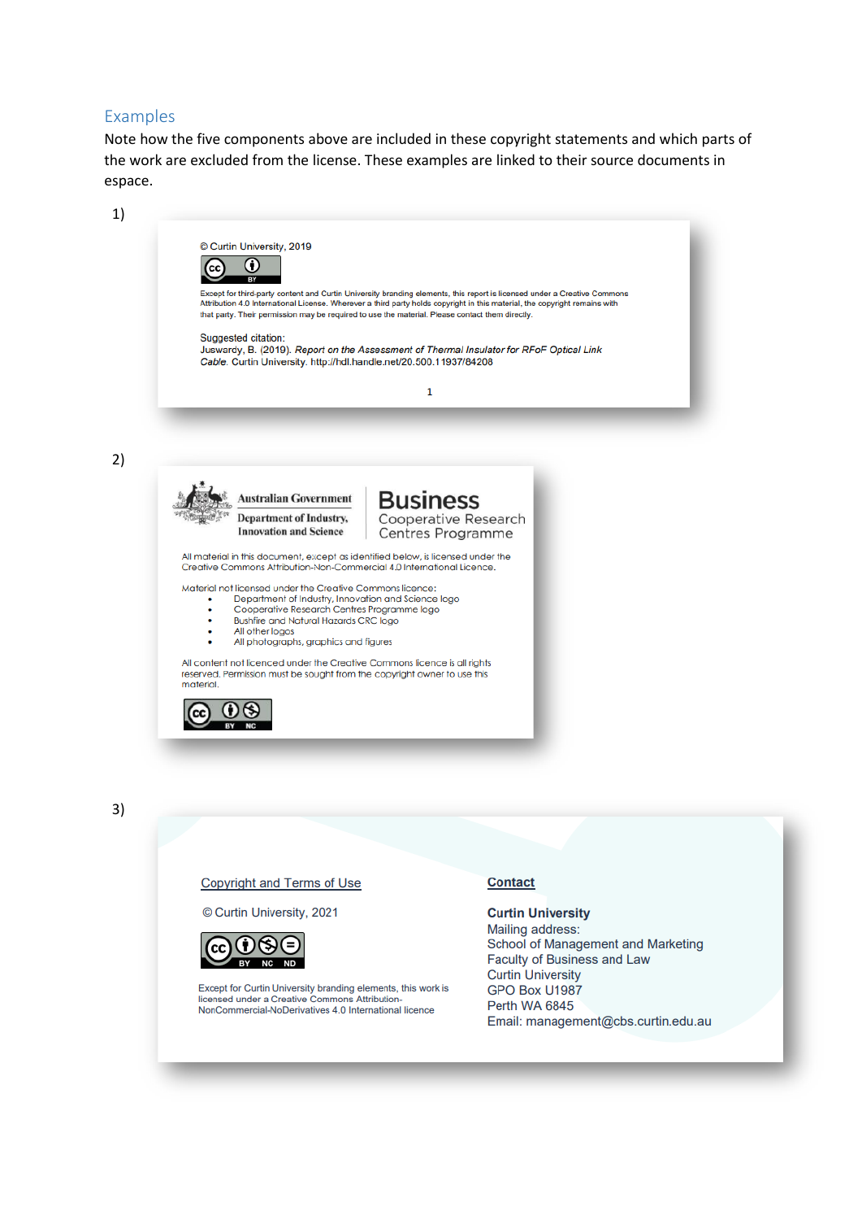## Examples

Note how the five components above are included in these copyright statements and which parts of the work are excluded from the license. These examples are linked to their source documents in espace.

1)

© Curtin University, 2019

Except for third-party content and Curtin University branding elements, this report is licensed under a Creative Commons Attribution 4.0 International License. Wherever a third party holds copyright in this material, the copyright remains with that party. Their permission may be required to use the material. Please contact them directly.

Suggested citation:
Juswardy, B. (2019). *Report on the Assessment of Thermal Insulator for RFoF Optical Link Cable.* Curtin University. http://hdl.handle.net/20.500.11937/84208

2)

Australian Government
Department of Industry, Innovation and Science

Business Cooperative Research Centres Programme

All material in this document, except as identified below, is licensed under the Creative Commons Attribution-Non-Commercial 4.0 International Licence.

Material not licensed under the Creative Commons licence:

- Department of Industry, Innovation and Science logo
- Cooperative Research Centres Programme logo
- Bushfire and Natural Hazards CRC logo
- All other logos
- All photographs, graphics and figures

All content not licenced under the Creative Commons licence is all rights reserved. Permission must be sought from the copyright owner to use this material.

3)

Copyright and Terms of Use

© Curtin University, 2021

Except for Curtin University branding elements, this work is licensed under a Creative Commons Attribution-NonCommercial-NoDerivatives 4.0 International licence

**Contact**

**Curtin University**
Mailing address:
School of Management and Marketing
Faculty of Business and Law
Curtin University
GPO Box U1987
Perth WA 6845
Email: management@cbs.curtin.edu.au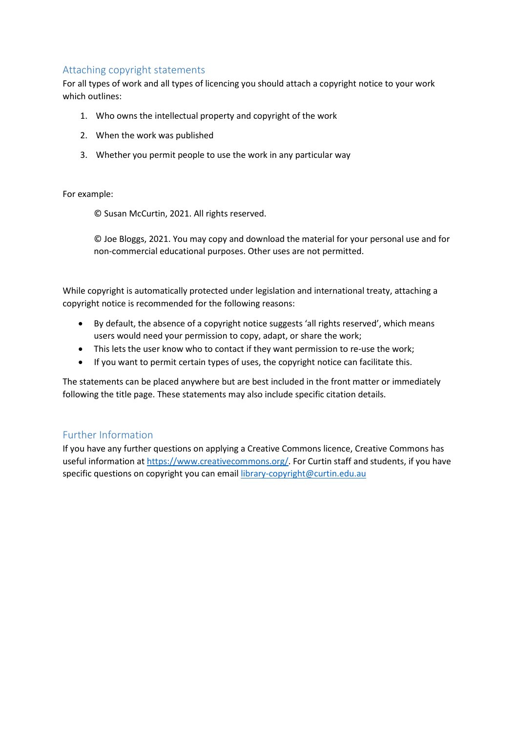## Attaching copyright statements

For all types of work and all types of licencing you should attach a copyright notice to your work which outlines:

1. Who owns the intellectual property and copyright of the work
2. When the work was published
3. Whether you permit people to use the work in any particular way

For example:

> © Susan McCurtin, 2021. All rights reserved.
>
> © Joe Bloggs, 2021. You may copy and download the material for your personal use and for non-commercial educational purposes. Other uses are not permitted.

While copyright is automatically protected under legislation and international treaty, attaching a copyright notice is recommended for the following reasons:

- By default, the absence of a copyright notice suggests 'all rights reserved', which means users would need your permission to copy, adapt, or share the work;
- This lets the user know who to contact if they want permission to re-use the work;
- If you want to permit certain types of uses, the copyright notice can facilitate this.

The statements can be placed anywhere but are best included in the front matter or immediately following the title page. These statements may also include specific citation details.

## Further Information

If you have any further questions on applying a Creative Commons licence, Creative Commons has useful information at https://www.creativecommons.org/. For Curtin staff and students, if you have specific questions on copyright you can email library-copyright@curtin.edu.au